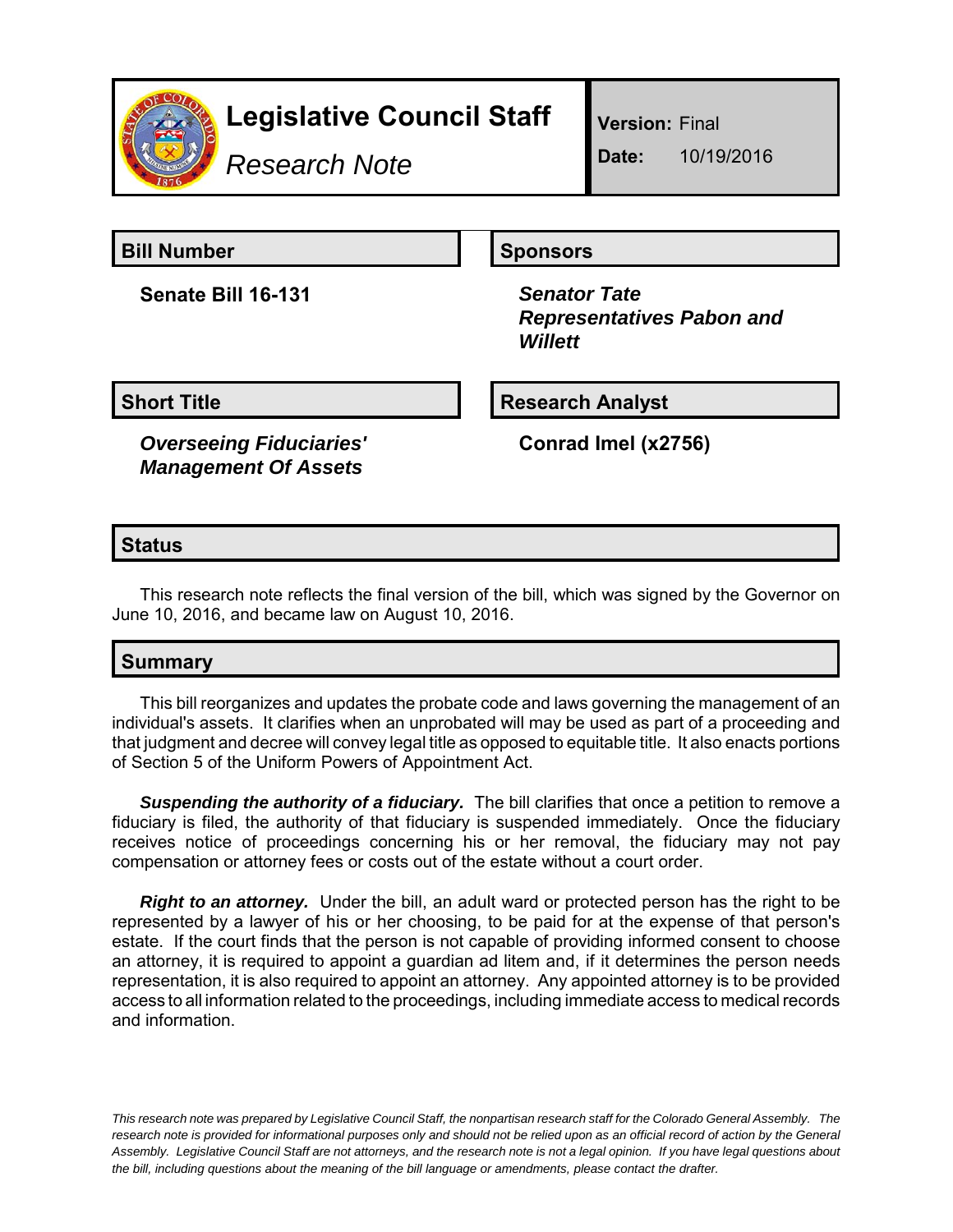# Legislative Council Staff

*Research Note*

**Version:** Final

**Date:** 10/19/2016

## Bill Number

**Senate Bill 16-131**

## Sponsors

***Senator Tate***
***Representatives Pabon and Willett***

## Short Title

***Overseeing Fiduciaries' Management Of Assets***

## Research Analyst

**Conrad Imel (x2756)**

## Status

This research note reflects the final version of the bill, which was signed by the Governor on June 10, 2016, and became law on August 10, 2016.

## Summary

This bill reorganizes and updates the probate code and laws governing the management of an individual's assets. It clarifies when an unprobated will may be used as part of a proceeding and that judgment and decree will convey legal title as opposed to equitable title. It also enacts portions of Section 5 of the Uniform Powers of Appointment Act.

***Suspending the authority of a fiduciary.*** The bill clarifies that once a petition to remove a fiduciary is filed, the authority of that fiduciary is suspended immediately. Once the fiduciary receives notice of proceedings concerning his or her removal, the fiduciary may not pay compensation or attorney fees or costs out of the estate without a court order.

***Right to an attorney.*** Under the bill, an adult ward or protected person has the right to be represented by a lawyer of his or her choosing, to be paid for at the expense of that person's estate. If the court finds that the person is not capable of providing informed consent to choose an attorney, it is required to appoint a guardian ad litem and, if it determines the person needs representation, it is also required to appoint an attorney. Any appointed attorney is to be provided access to all information related to the proceedings, including immediate access to medical records and information.

*This research note was prepared by Legislative Council Staff, the nonpartisan research staff for the Colorado General Assembly. The research note is provided for informational purposes only and should not be relied upon as an official record of action by the General Assembly. Legislative Council Staff are not attorneys, and the research note is not a legal opinion. If you have legal questions about the bill, including questions about the meaning of the bill language or amendments, please contact the drafter.*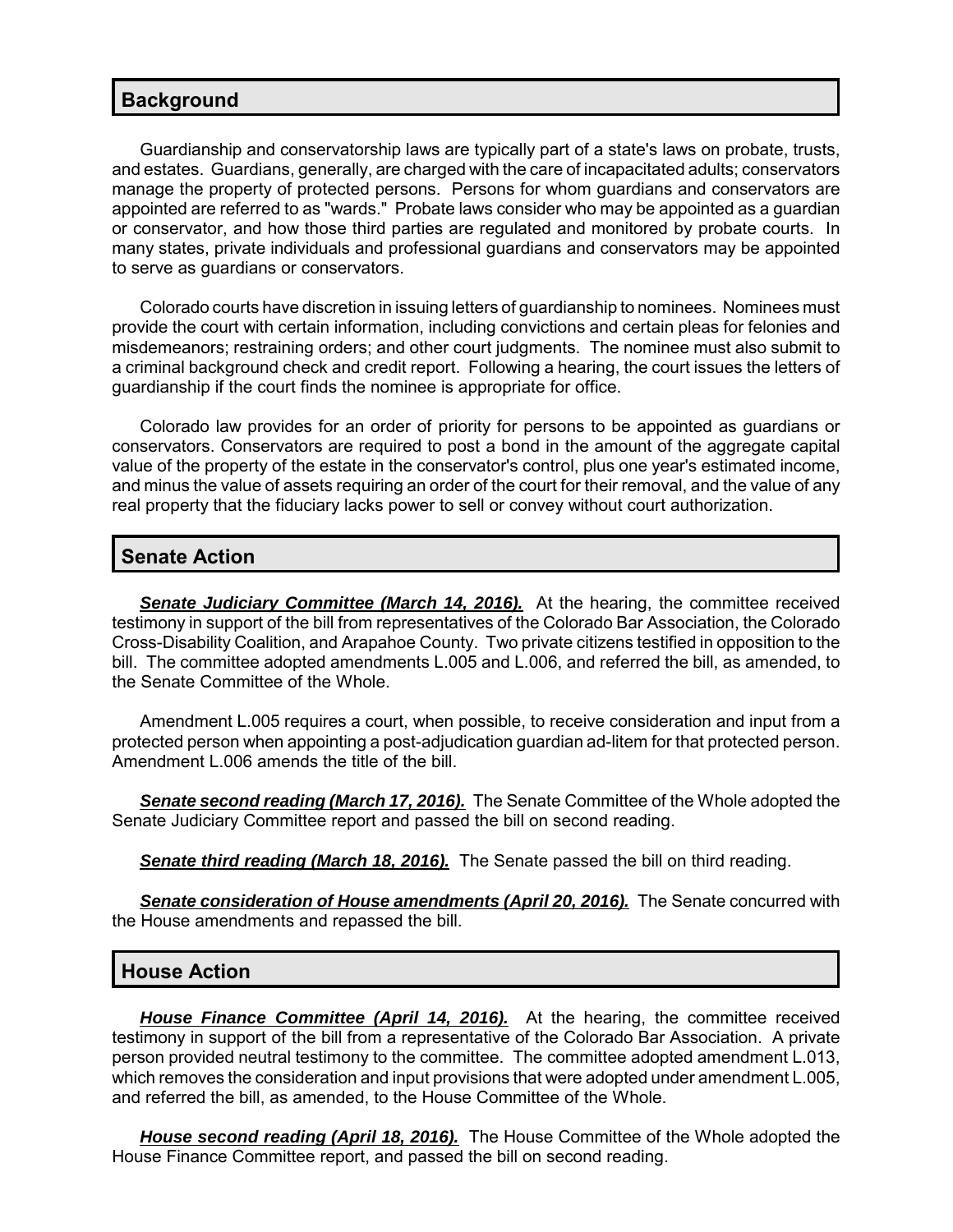## Background

Guardianship and conservatorship laws are typically part of a state's laws on probate, trusts, and estates. Guardians, generally, are charged with the care of incapacitated adults; conservators manage the property of protected persons. Persons for whom guardians and conservators are appointed are referred to as "wards." Probate laws consider who may be appointed as a guardian or conservator, and how those third parties are regulated and monitored by probate courts. In many states, private individuals and professional guardians and conservators may be appointed to serve as guardians or conservators.

Colorado courts have discretion in issuing letters of guardianship to nominees. Nominees must provide the court with certain information, including convictions and certain pleas for felonies and misdemeanors; restraining orders; and other court judgments. The nominee must also submit to a criminal background check and credit report. Following a hearing, the court issues the letters of guardianship if the court finds the nominee is appropriate for office.

Colorado law provides for an order of priority for persons to be appointed as guardians or conservators. Conservators are required to post a bond in the amount of the aggregate capital value of the property of the estate in the conservator's control, plus one year's estimated income, and minus the value of assets requiring an order of the court for their removal, and the value of any real property that the fiduciary lacks power to sell or convey without court authorization.

## Senate Action

***Senate Judiciary Committee (March 14, 2016).*** At the hearing, the committee received testimony in support of the bill from representatives of the Colorado Bar Association, the Colorado Cross-Disability Coalition, and Arapahoe County. Two private citizens testified in opposition to the bill. The committee adopted amendments L.005 and L.006, and referred the bill, as amended, to the Senate Committee of the Whole.

Amendment L.005 requires a court, when possible, to receive consideration and input from a protected person when appointing a post-adjudication guardian ad-litem for that protected person. Amendment L.006 amends the title of the bill.

***Senate second reading (March 17, 2016).*** The Senate Committee of the Whole adopted the Senate Judiciary Committee report and passed the bill on second reading.

***Senate third reading (March 18, 2016).*** The Senate passed the bill on third reading.

***Senate consideration of House amendments (April 20, 2016).*** The Senate concurred with the House amendments and repassed the bill.

## House Action

***House Finance Committee (April 14, 2016).*** At the hearing, the committee received testimony in support of the bill from a representative of the Colorado Bar Association. A private person provided neutral testimony to the committee. The committee adopted amendment L.013, which removes the consideration and input provisions that were adopted under amendment L.005, and referred the bill, as amended, to the House Committee of the Whole.

***House second reading (April 18, 2016).*** The House Committee of the Whole adopted the House Finance Committee report, and passed the bill on second reading.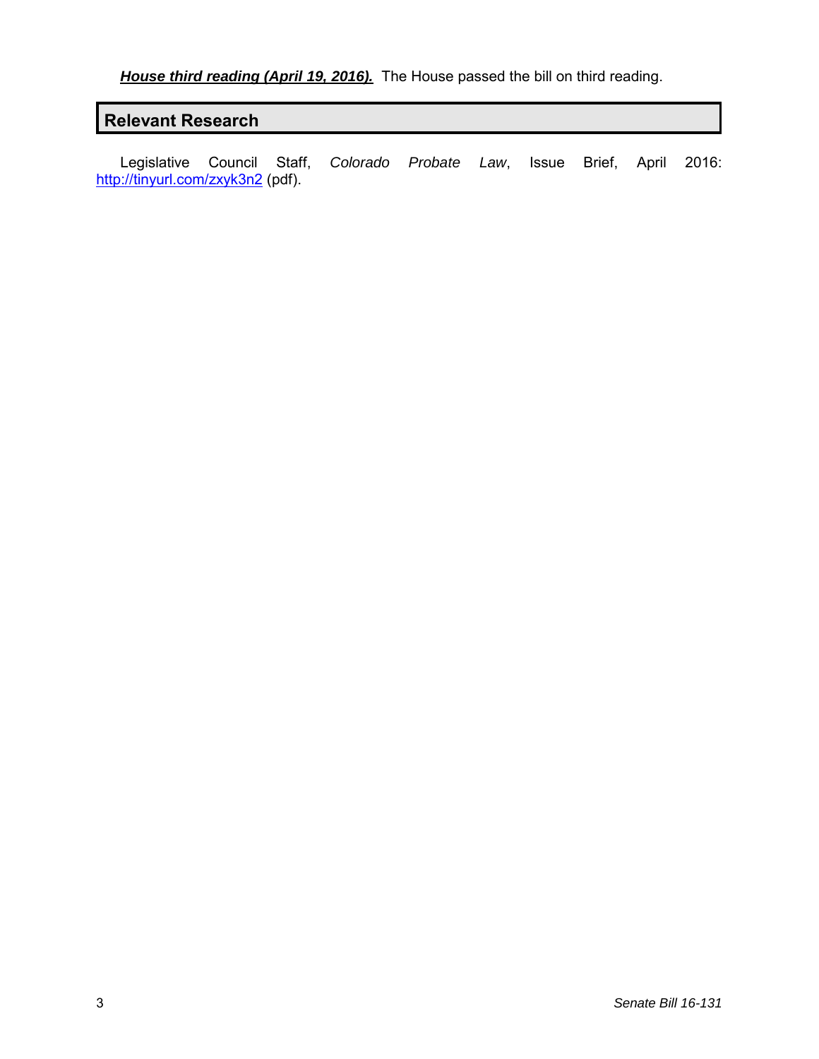***House third reading (April 19, 2016).*** The House passed the bill on third reading.

## Relevant Research

Legislative Council Staff, *Colorado Probate Law*, Issue Brief, April 2016: http://tinyurl.com/zxyk3n2 (pdf).